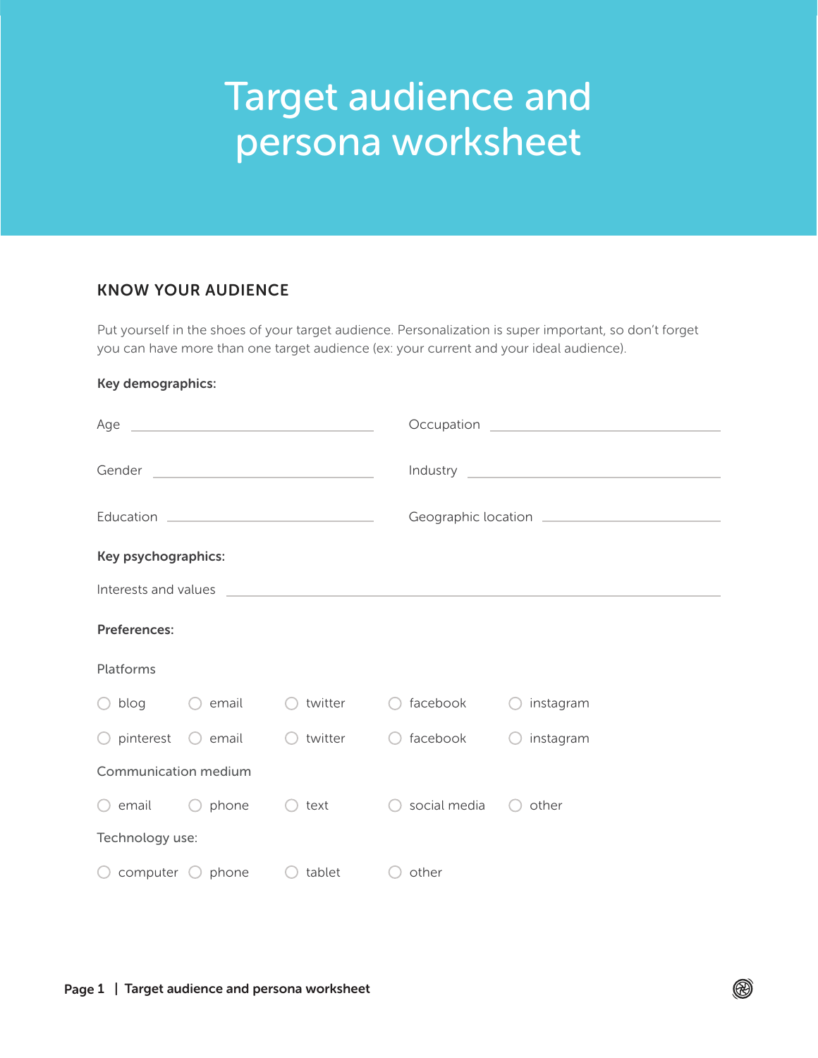# Target audience and persona worksheet

## KNOW YOUR AUDIENCE

Put yourself in the shoes of your target audience. Personalization is super important, so don't forget you can have more than one target audience (ex: your current and your ideal audience).

**Key demographics:**

Age ______________________________ Occupation ______________________________

Gender ______________________________ Industry ______________________________

Education ______________________________ Geographic location ______________________________

**Key psychographics:**

Interests and values ______________________________________________________________

**Preferences:**

Platforms

○ blog ○ email ○ twitter ○ facebook ○ instagram

○ pinterest ○ email ○ twitter ○ facebook ○ instagram

Communication medium

○ email ○ phone ○ text ○ social media ○ other

Technology use:

○ computer ○ phone ○ tablet ○ other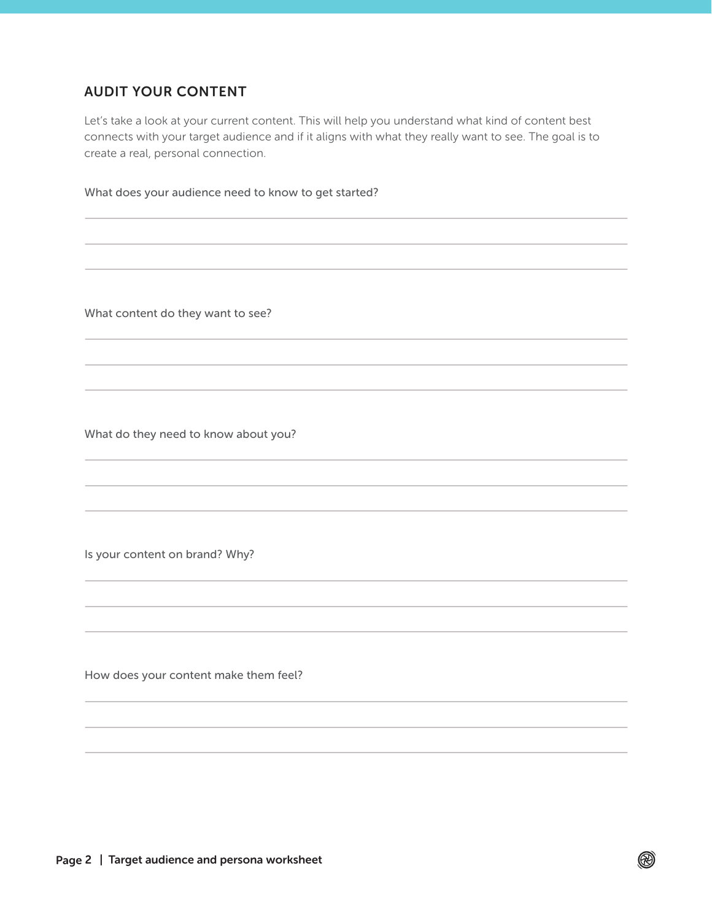## AUDIT YOUR CONTENT

Let's take a look at your current content. This will help you understand what kind of content best connects with your target audience and if it aligns with what they really want to see. The goal is to create a real, personal connection.

What does your audience need to know to get started?

What content do they want to see?

What do they need to know about you?

Is your content on brand? Why?

How does your content make them feel?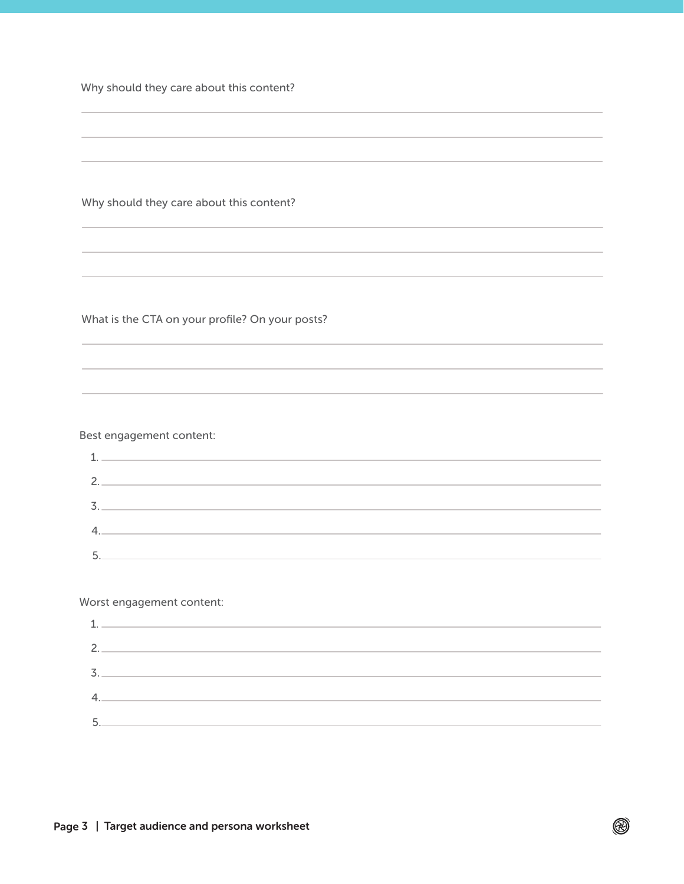Why should they care about this content?

_______________________________________________

_______________________________________________

_______________________________________________

Why should they care about this content?

_______________________________________________

_______________________________________________

_______________________________________________

What is the CTA on your profile? On your posts?

_______________________________________________

_______________________________________________

_______________________________________________

Best engagement content:

1. _______________________________________________
2. _______________________________________________
3. _______________________________________________
4. _______________________________________________
5. _______________________________________________

Worst engagement content:

1. _______________________________________________
2. _______________________________________________
3. _______________________________________________
4. _______________________________________________
5. _______________________________________________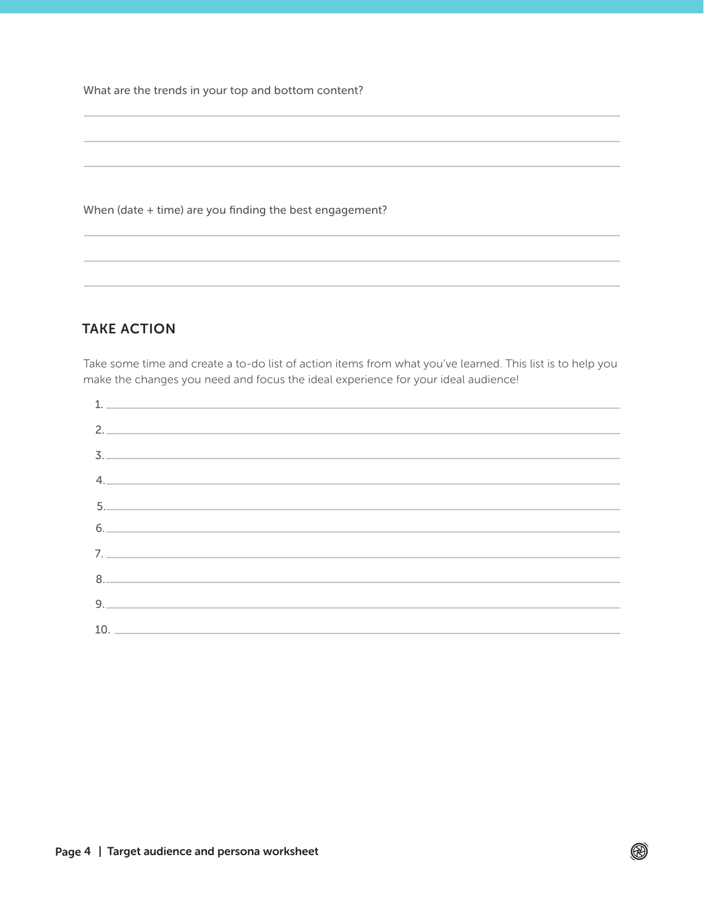What are the trends in your top and bottom content?

When (date + time) are you finding the best engagement?

## TAKE ACTION

Take some time and create a to-do list of action items from what you've learned. This list is to help you make the changes you need and focus the ideal experience for your ideal audience!

1. 
2. 
3. 
4. 
5. 
6. 
7. 
8. 
9. 
10.